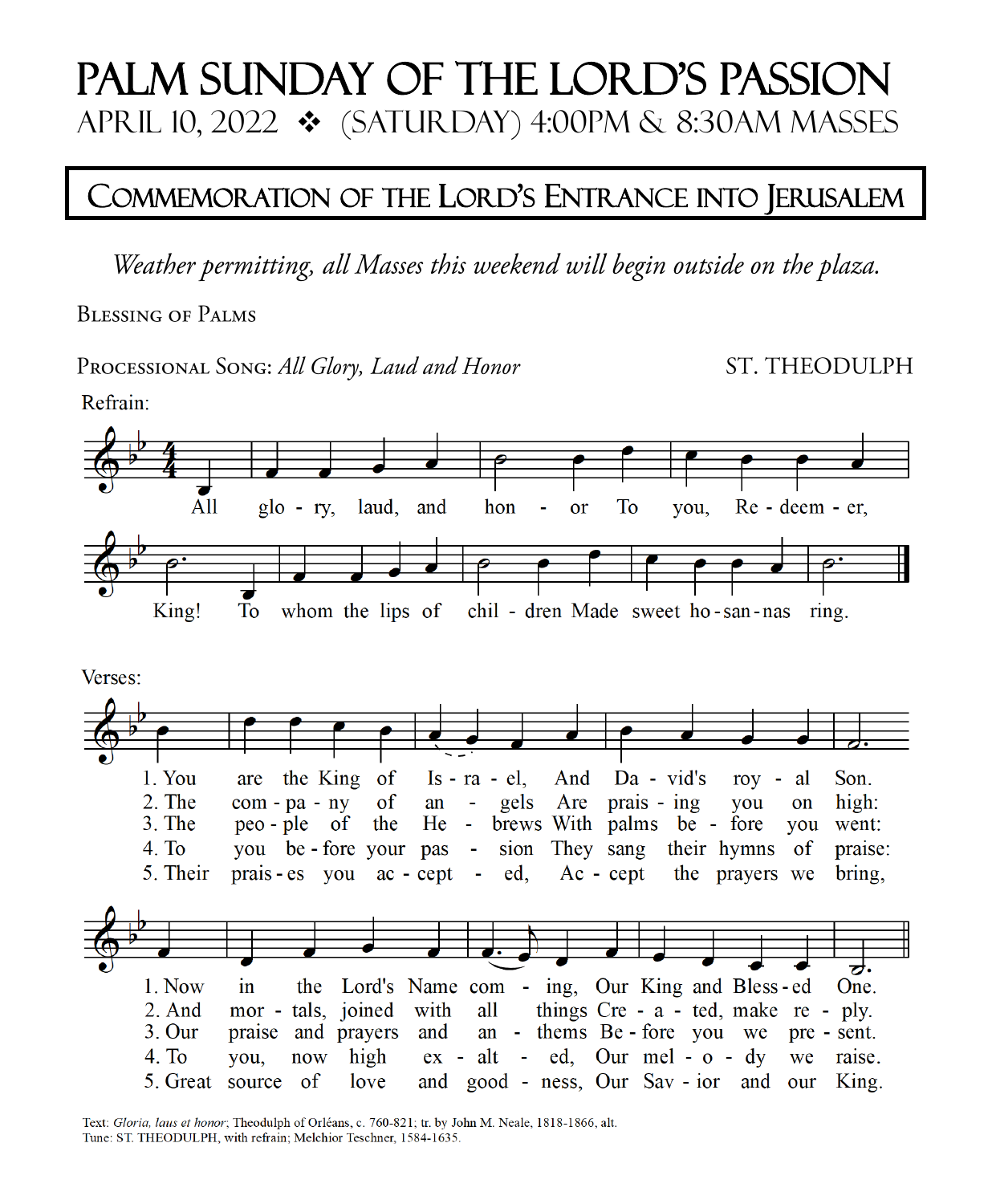# PALM SUNDAY OF THE LORD'S PASSION

APRIL 10, 2022 ❖ (SATURDAY) 4:00PM & 8:30AM MASSES

## COMMEMORATION OF THE LORD'S ENTRANCE INTO JERUSALEM

*Weather permitting, all Masses this weekend will begin outside on the plaza.*

BLESSING OF PALMS

PROCESSIONAL SONG: *All Glory, Laud and Honor* ST. THEODULPH

Refrain:

All glo - ry, laud, and hon - or To you, Re - deem - er, King! To whom the lips of chil - dren Made sweet ho - san - nas ring.

Verses:

1. You are the King of Is - ra - el, And Da - vid's roy - al Son. Now in the Lord's Name com - ing, Our King and Bless - ed One.
2. The com - pa - ny of an - gels Are prais - ing you on high: And mor - tals, joined with all things Cre - a - ted, make re - ply.
3. The peo - ple of the He - brews With palms be - fore you went: Our praise and prayers and an - thems Be - fore you we pre - sent.
4. To you be - fore your pas - sion They sang their hymns of praise: To you, now high ex - alt - ed, Our mel - o - dy we raise.
5. Their prais - es you ac - cept - ed, Ac - cept the prayers we bring, Great source of love and good - ness, Our Sav - ior and our King.

Text: *Gloria, laus et honor*; Theodulph of Orléans, c. 760-821; tr. by John M. Neale, 1818-1866, alt.
Tune: ST. THEODULPH, with refrain; Melchior Teschner, 1584-1635.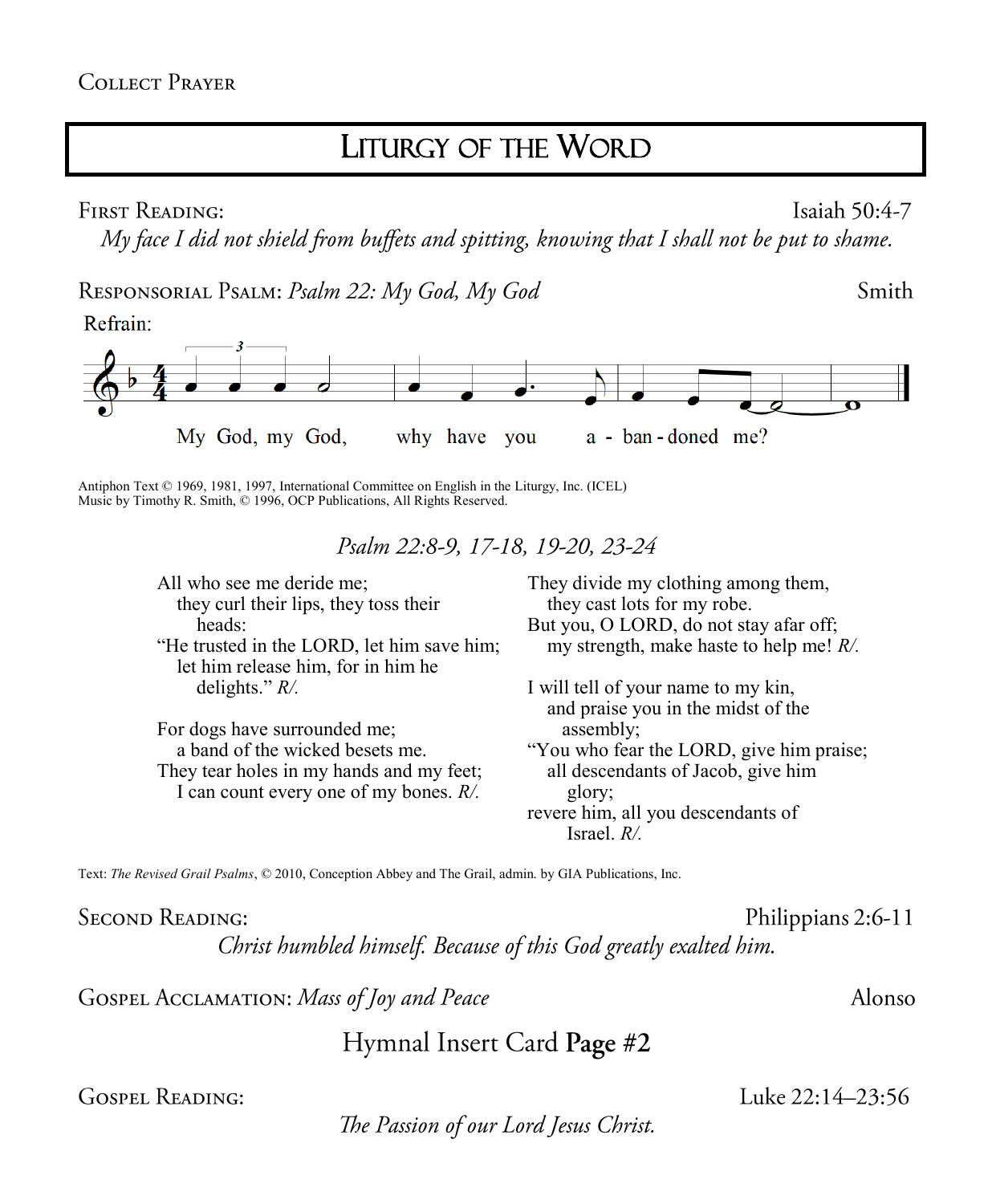Collect Prayer

# Liturgy of the Word

**First Reading:** Isaiah 50:4-7

*My face I did not shield from buffets and spitting, knowing that I shall not be put to shame.*

**Responsorial Psalm:** *Psalm 22: My God, My God* — Smith

Refrain:

My God, my God, why have you a - ban - doned me?

Antiphon Text © 1969, 1981, 1997, International Committee on English in the Liturgy, Inc. (ICEL)
Music by Timothy R. Smith, © 1996, OCP Publications, All Rights Reserved.

*Psalm 22:8-9, 17-18, 19-20, 23-24*

All who see me deride me;
they curl their lips, they toss their heads:
"He trusted in the LORD, let him save him;
let him release him, for in him he delights." *R/.*

For dogs have surrounded me;
a band of the wicked besets me.
They tear holes in my hands and my feet;
I can count every one of my bones. *R/.*

They divide my clothing among them,
they cast lots for my robe.
But you, O LORD, do not stay afar off;
my strength, make haste to help me! *R/.*

I will tell of your name to my kin,
and praise you in the midst of the assembly;
"You who fear the LORD, give him praise;
all descendants of Jacob, give him glory;
revere him, all you descendants of Israel. *R/.*

Text: *The Revised Grail Psalms*, © 2010, Conception Abbey and The Grail, admin. by GIA Publications, Inc.

**Second Reading:** Philippians 2:6-11

*Christ humbled himself. Because of this God greatly exalted him.*

**Gospel Acclamation:** *Mass of Joy and Peace* — Alonso

Hymnal Insert Card **Page #2**

**Gospel Reading:** Luke 22:14–23:56

*The Passion of our Lord Jesus Christ.*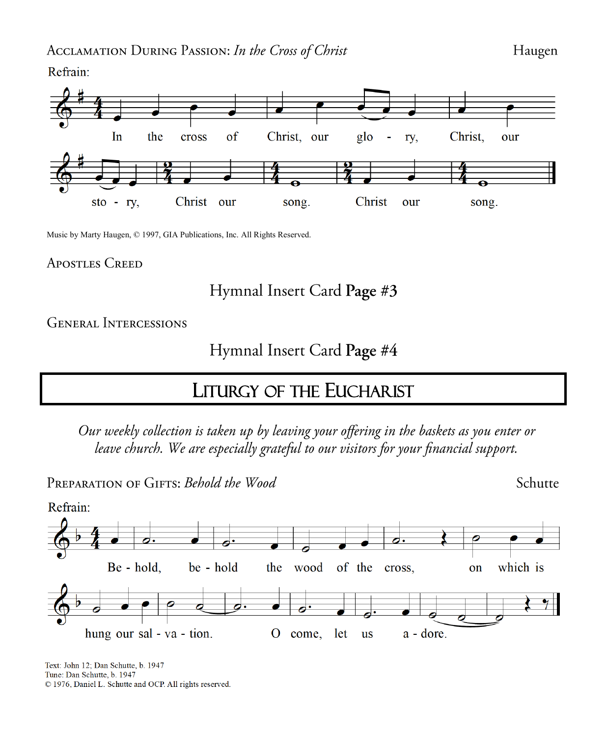Acclamation During Passion: *In the Cross of Christ* — Haugen

Refrain:

In the cross of Christ, our glo - ry, Christ, our sto - ry, Christ our song. Christ our song.

Music by Marty Haugen, © 1997, GIA Publications, Inc. All Rights Reserved.

Apostles Creed

Hymnal Insert Card **Page #3**

General Intercessions

Hymnal Insert Card **Page #4**

# Liturgy of the Eucharist

*Our weekly collection is taken up by leaving your offering in the baskets as you enter or leave church. We are especially grateful to our visitors for your financial support.*

Preparation of Gifts: *Behold the Wood* — Schutte

Refrain:

Be - hold, be - hold the wood of the cross, on which is hung our sal - va - tion. O come, let us a - dore.

Text: John 12; Dan Schutte, b. 1947
Tune: Dan Schutte, b. 1947
© 1976, Daniel L. Schutte and OCP. All rights reserved.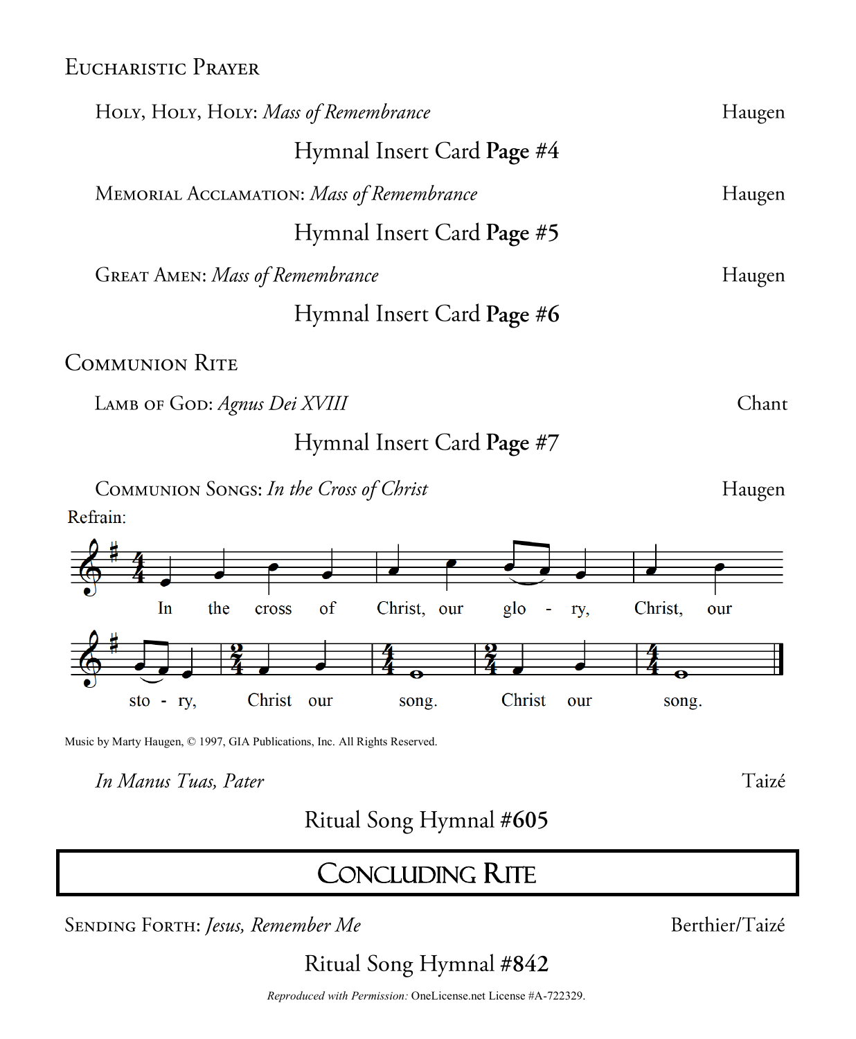## Eucharistic Prayer

Holy, Holy, Holy: *Mass of Remembrance* Haugen

Hymnal Insert Card **Page #4**

Memorial Acclamation: *Mass of Remembrance* Haugen

Hymnal Insert Card **Page #5**

Great Amen: *Mass of Remembrance* Haugen

Hymnal Insert Card **Page #6**

## Communion Rite

Lamb of God: *Agnus Dei XVIII* Chant

Hymnal Insert Card **Page #7**

Communion Songs: *In the Cross of Christ* Haugen

Refrain:

In the cross of Christ, our glo - ry, Christ, our sto - ry, Christ our song. Christ our song.

Music by Marty Haugen, © 1997, GIA Publications, Inc. All Rights Reserved.

*In Manus Tuas, Pater* Taizé

Ritual Song Hymnal #**605**

# Concluding Rite

Sending Forth: *Jesus, Remember Me* Berthier/Taizé

Ritual Song Hymnal #**842**

*Reproduced with Permission:* OneLicense.net License #A-722329.